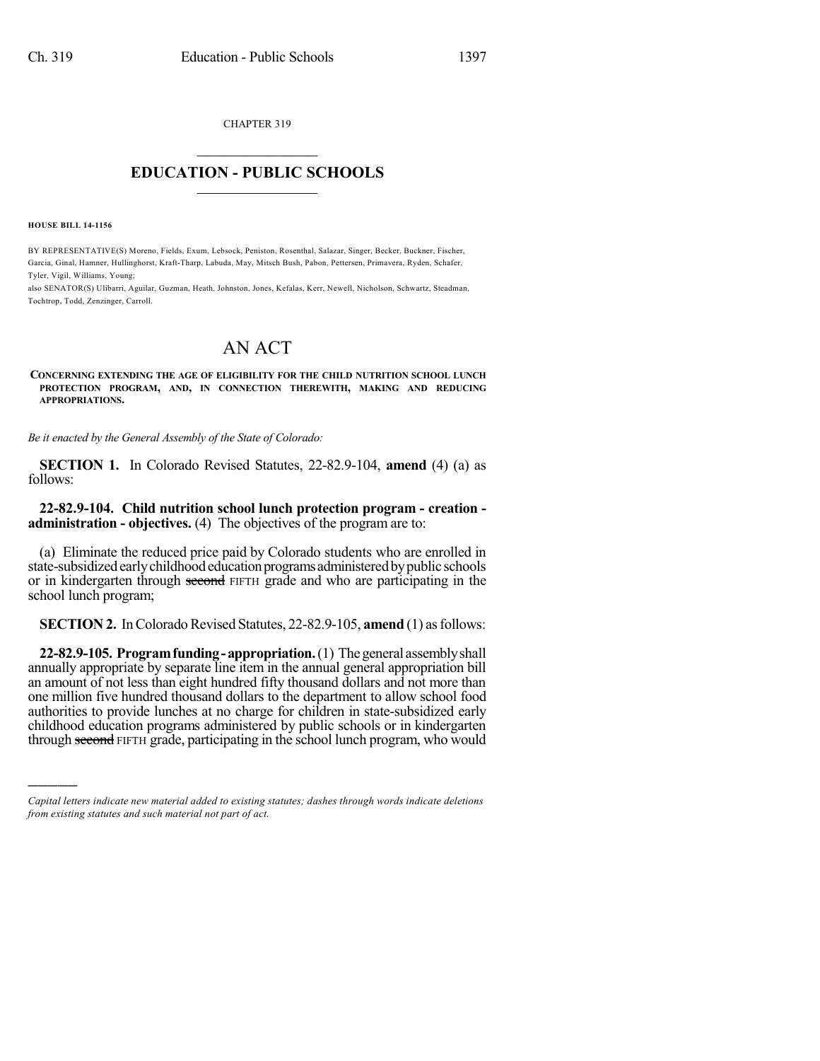CHAPTER 319

# EDUCATION - PUBLIC SCHOOLS

**HOUSE BILL 14-1156**

BY REPRESENTATIVE(S) Moreno, Fields, Exum, Lebsock, Peniston, Rosenthal, Salazar, Singer, Becker, Buckner, Fischer, Garcia, Ginal, Hamner, Hullinghorst, Kraft-Tharp, Labuda, May, Mitsch Bush, Pabon, Pettersen, Primavera, Ryden, Schafer, Tyler, Vigil, Williams, Young;
also SENATOR(S) Ulibarri, Aguilar, Guzman, Heath, Johnston, Jones, Kefalas, Kerr, Newell, Nicholson, Schwartz, Steadman, Tochtrop, Todd, Zenzinger, Carroll.

# AN ACT

**CONCERNING EXTENDING THE AGE OF ELIGIBILITY FOR THE CHILD NUTRITION SCHOOL LUNCH PROTECTION PROGRAM, AND, IN CONNECTION THEREWITH, MAKING AND REDUCING APPROPRIATIONS.**

*Be it enacted by the General Assembly of the State of Colorado:*

**SECTION 1.** In Colorado Revised Statutes, 22-82.9-104, **amend** (4) (a) as follows:

**22-82.9-104. Child nutrition school lunch protection program - creation - administration - objectives.** (4) The objectives of the program are to:

(a) Eliminate the reduced price paid by Colorado students who are enrolled in state-subsidized early childhood education programs administered by public schools or in kindergarten through ~~second~~ FIFTH grade and who are participating in the school lunch program;

**SECTION 2.** In Colorado Revised Statutes, 22-82.9-105, **amend** (1) as follows:

**22-82.9-105. Program funding - appropriation.** (1) The general assembly shall annually appropriate by separate line item in the annual general appropriation bill an amount of not less than eight hundred fifty thousand dollars and not more than one million five hundred thousand dollars to the department to allow school food authorities to provide lunches at no charge for children in state-subsidized early childhood education programs administered by public schools or in kindergarten through ~~second~~ FIFTH grade, participating in the school lunch program, who would

---

*Capital letters indicate new material added to existing statutes; dashes through words indicate deletions from existing statutes and such material not part of act.*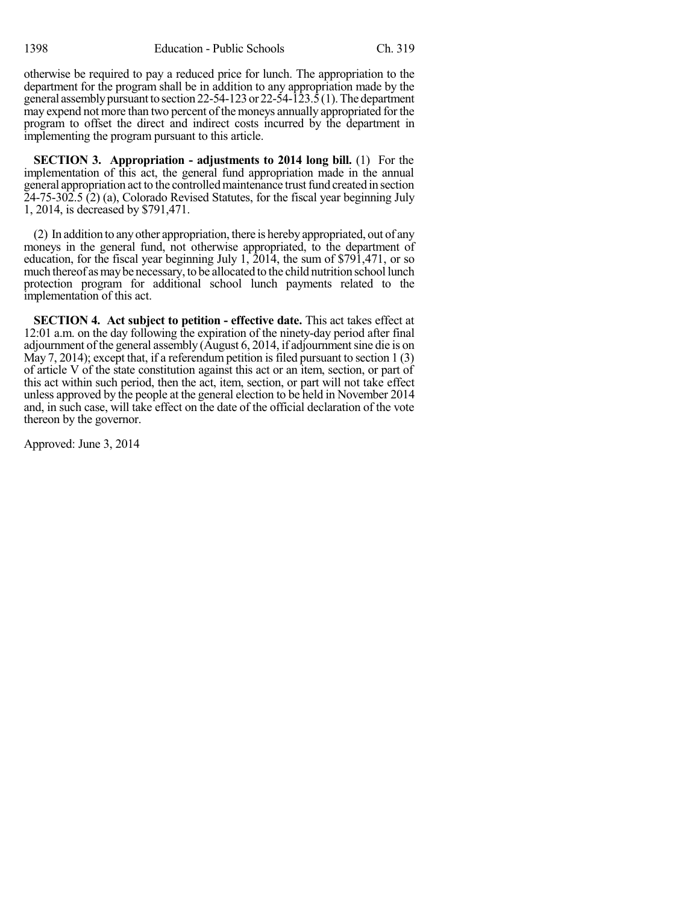otherwise be required to pay a reduced price for lunch. The appropriation to the department for the program shall be in addition to any appropriation made by the general assembly pursuant to section 22-54-123 or 22-54-123.5 (1). The department may expend not more than two percent of the moneys annually appropriated for the program to offset the direct and indirect costs incurred by the department in implementing the program pursuant to this article.

**SECTION 3. Appropriation - adjustments to 2014 long bill.** (1) For the implementation of this act, the general fund appropriation made in the annual general appropriation act to the controlled maintenance trust fund created in section 24-75-302.5 (2) (a), Colorado Revised Statutes, for the fiscal year beginning July 1, 2014, is decreased by $791,471.

(2) In addition to any other appropriation, there is hereby appropriated, out of any moneys in the general fund, not otherwise appropriated, to the department of education, for the fiscal year beginning July 1, 2014, the sum of $791,471, or so much thereof as may be necessary, to be allocated to the child nutrition school lunch protection program for additional school lunch payments related to the implementation of this act.

**SECTION 4. Act subject to petition - effective date.** This act takes effect at 12:01 a.m. on the day following the expiration of the ninety-day period after final adjournment of the general assembly (August 6, 2014, if adjournment sine die is on May 7, 2014); except that, if a referendum petition is filed pursuant to section 1 (3) of article V of the state constitution against this act or an item, section, or part of this act within such period, then the act, item, section, or part will not take effect unless approved by the people at the general election to be held in November 2014 and, in such case, will take effect on the date of the official declaration of the vote thereon by the governor.

Approved: June 3, 2014